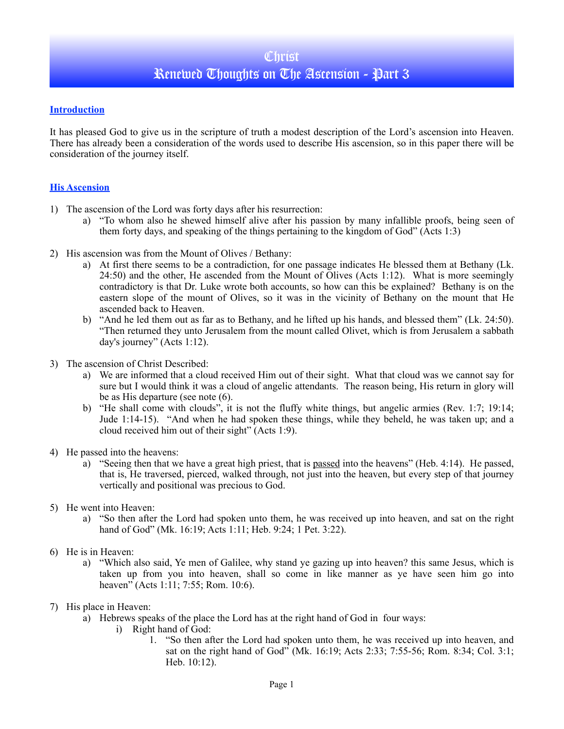# Christ
# Renewed Thoughts on The Ascension - Part 3

## Introduction

It has pleased God to give us in the scripture of truth a modest description of the Lord's ascension into Heaven. There has already been a consideration of the words used to describe His ascension, so in this paper there will be consideration of the journey itself.

## His Ascension

1) The ascension of the Lord was forty days after his resurrection:
   a) "To whom also he shewed himself alive after his passion by many infallible proofs, being seen of them forty days, and speaking of the things pertaining to the kingdom of God" (Acts 1:3)

2) His ascension was from the Mount of Olives / Bethany:
   a) At first there seems to be a contradiction, for one passage indicates He blessed them at Bethany (Lk. 24:50) and the other, He ascended from the Mount of Olives (Acts 1:12). What is more seemingly contradictory is that Dr. Luke wrote both accounts, so how can this be explained? Bethany is on the eastern slope of the mount of Olives, so it was in the vicinity of Bethany on the mount that He ascended back to Heaven.
   b) "And he led them out as far as to Bethany, and he lifted up his hands, and blessed them" (Lk. 24:50). "Then returned they unto Jerusalem from the mount called Olivet, which is from Jerusalem a sabbath day's journey" (Acts 1:12).

3) The ascension of Christ Described:
   a) We are informed that a cloud received Him out of their sight. What that cloud was we cannot say for sure but I would think it was a cloud of angelic attendants. The reason being, His return in glory will be as His departure (see note (6).
   b) "He shall come with clouds", it is not the fluffy white things, but angelic armies (Rev. 1:7; 19:14; Jude 1:14-15). "And when he had spoken these things, while they beheld, he was taken up; and a cloud received him out of their sight" (Acts 1:9).

4) He passed into the heavens:
   a) "Seeing then that we have a great high priest, that is <u>passed</u> into the heavens" (Heb. 4:14). He passed, that is, He traversed, pierced, walked through, not just into the heaven, but every step of that journey vertically and positional was precious to God.

5) He went into Heaven:
   a) "So then after the Lord had spoken unto them, he was received up into heaven, and sat on the right hand of God" (Mk. 16:19; Acts 1:11; Heb. 9:24; 1 Pet. 3:22).

6) He is in Heaven:
   a) "Which also said, Ye men of Galilee, why stand ye gazing up into heaven? this same Jesus, which is taken up from you into heaven, shall so come in like manner as ye have seen him go into heaven" (Acts 1:11; 7:55; Rom. 10:6).

7) His place in Heaven:
   a) Hebrews speaks of the place the Lord has at the right hand of God in four ways:
      i) Right hand of God:
         1. "So then after the Lord had spoken unto them, he was received up into heaven, and sat on the right hand of God" (Mk. 16:19; Acts 2:33; 7:55-56; Rom. 8:34; Col. 3:1; Heb. 10:12).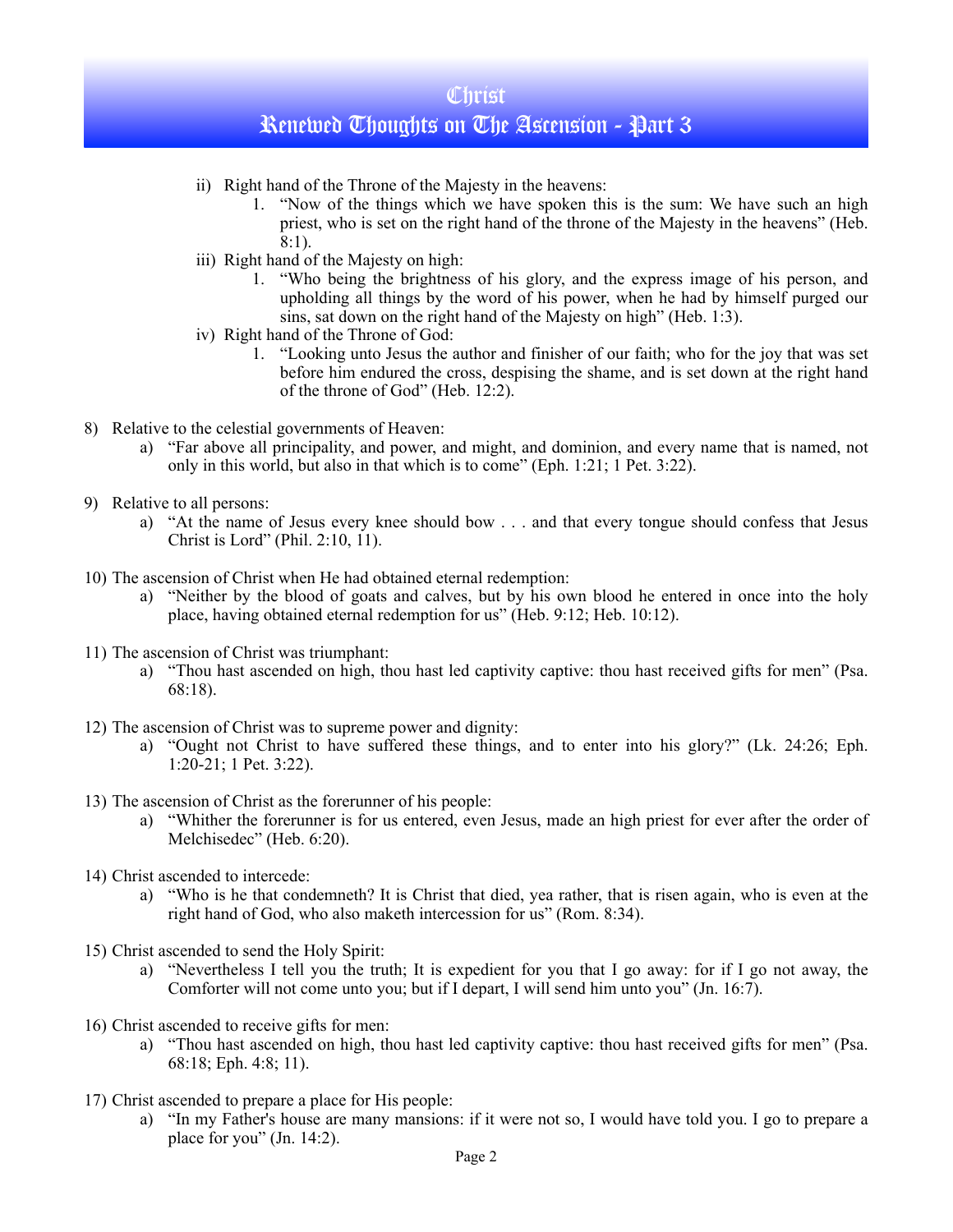ii) Right hand of the Throne of the Majesty in the heavens:
   1. "Now of the things which we have spoken this is the sum: We have such an high priest, who is set on the right hand of the throne of the Majesty in the heavens" (Heb. 8:1).

iii) Right hand of the Majesty on high:
   1. "Who being the brightness of his glory, and the express image of his person, and upholding all things by the word of his power, when he had by himself purged our sins, sat down on the right hand of the Majesty on high" (Heb. 1:3).

iv) Right hand of the Throne of God:
   1. "Looking unto Jesus the author and finisher of our faith; who for the joy that was set before him endured the cross, despising the shame, and is set down at the right hand of the throne of God" (Heb. 12:2).

8) Relative to the celestial governments of Heaven:
   a) "Far above all principality, and power, and might, and dominion, and every name that is named, not only in this world, but also in that which is to come" (Eph. 1:21; 1 Pet. 3:22).

9) Relative to all persons:
   a) "At the name of Jesus every knee should bow . . . and that every tongue should confess that Jesus Christ is Lord" (Phil. 2:10, 11).

10) The ascension of Christ when He had obtained eternal redemption:
   a) "Neither by the blood of goats and calves, but by his own blood he entered in once into the holy place, having obtained eternal redemption for us" (Heb. 9:12; Heb. 10:12).

11) The ascension of Christ was triumphant:
   a) "Thou hast ascended on high, thou hast led captivity captive: thou hast received gifts for men" (Psa. 68:18).

12) The ascension of Christ was to supreme power and dignity:
   a) "Ought not Christ to have suffered these things, and to enter into his glory?" (Lk. 24:26; Eph. 1:20-21; 1 Pet. 3:22).

13) The ascension of Christ as the forerunner of his people:
   a) "Whither the forerunner is for us entered, even Jesus, made an high priest for ever after the order of Melchisedec" (Heb. 6:20).

14) Christ ascended to intercede:
   a) "Who is he that condemneth? It is Christ that died, yea rather, that is risen again, who is even at the right hand of God, who also maketh intercession for us" (Rom. 8:34).

15) Christ ascended to send the Holy Spirit:
   a) "Nevertheless I tell you the truth; It is expedient for you that I go away: for if I go not away, the Comforter will not come unto you; but if I depart, I will send him unto you" (Jn. 16:7).

16) Christ ascended to receive gifts for men:
   a) "Thou hast ascended on high, thou hast led captivity captive: thou hast received gifts for men" (Psa. 68:18; Eph. 4:8; 11).

17) Christ ascended to prepare a place for His people:
   a) "In my Father's house are many mansions: if it were not so, I would have told you. I go to prepare a place for you" (Jn. 14:2).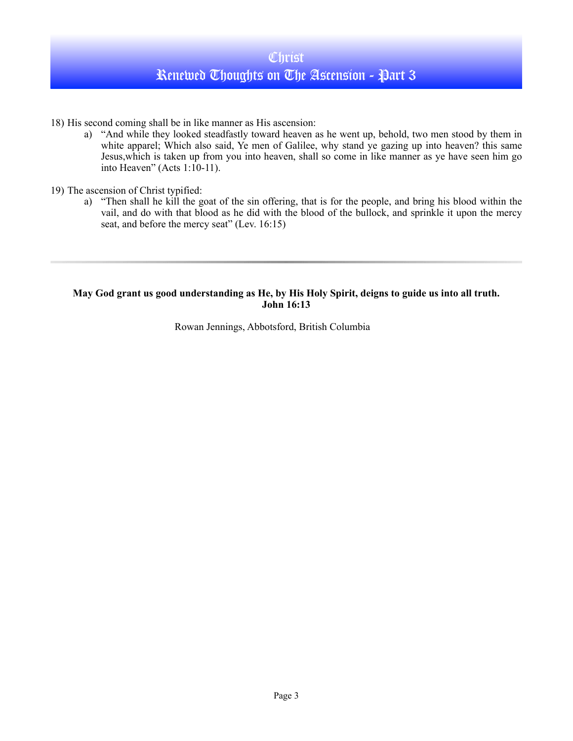18) His second coming shall be in like manner as His ascension:
    a) "And while they looked steadfastly toward heaven as he went up, behold, two men stood by them in white apparel; Which also said, Ye men of Galilee, why stand ye gazing up into heaven? this same Jesus,which is taken up from you into heaven, shall so come in like manner as ye have seen him go into Heaven" (Acts 1:10-11).

19) The ascension of Christ typified:
    a) "Then shall he kill the goat of the sin offering, that is for the people, and bring his blood within the vail, and do with that blood as he did with the blood of the bullock, and sprinkle it upon the mercy seat, and before the mercy seat" (Lev. 16:15)

---

**May God grant us good understanding as He, by His Holy Spirit, deigns to guide us into all truth. John 16:13**

Rowan Jennings, Abbotsford, British Columbia